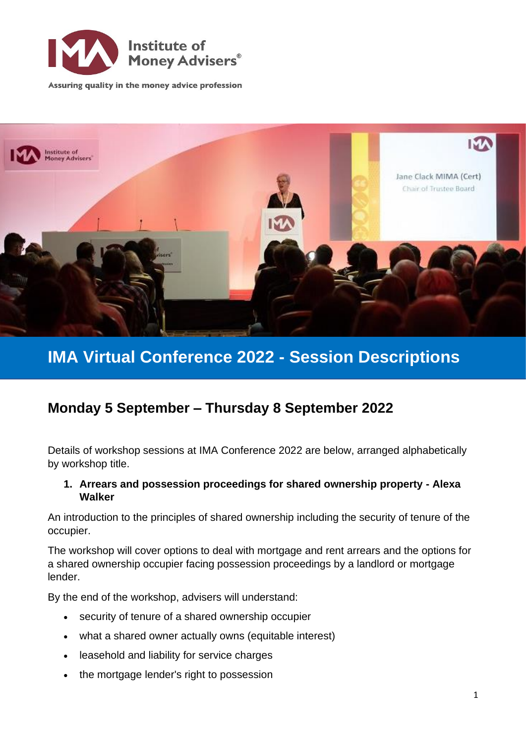Institute of Money Advisers®

Assuring quality in the money advice profession

# IMA Virtual Conference 2022 - Session Descriptions

## Monday 5 September – Thursday 8 September 2022

Details of workshop sessions at IMA Conference 2022 are below, arranged alphabetically by workshop title.

1. **Arrears and possession proceedings for shared ownership property - Alexa Walker**

An introduction to the principles of shared ownership including the security of tenure of the occupier.

The workshop will cover options to deal with mortgage and rent arrears and the options for a shared ownership occupier facing possession proceedings by a landlord or mortgage lender.

By the end of the workshop, advisers will understand:

- security of tenure of a shared ownership occupier
- what a shared owner actually owns (equitable interest)
- leasehold and liability for service charges
- the mortgage lender's right to possession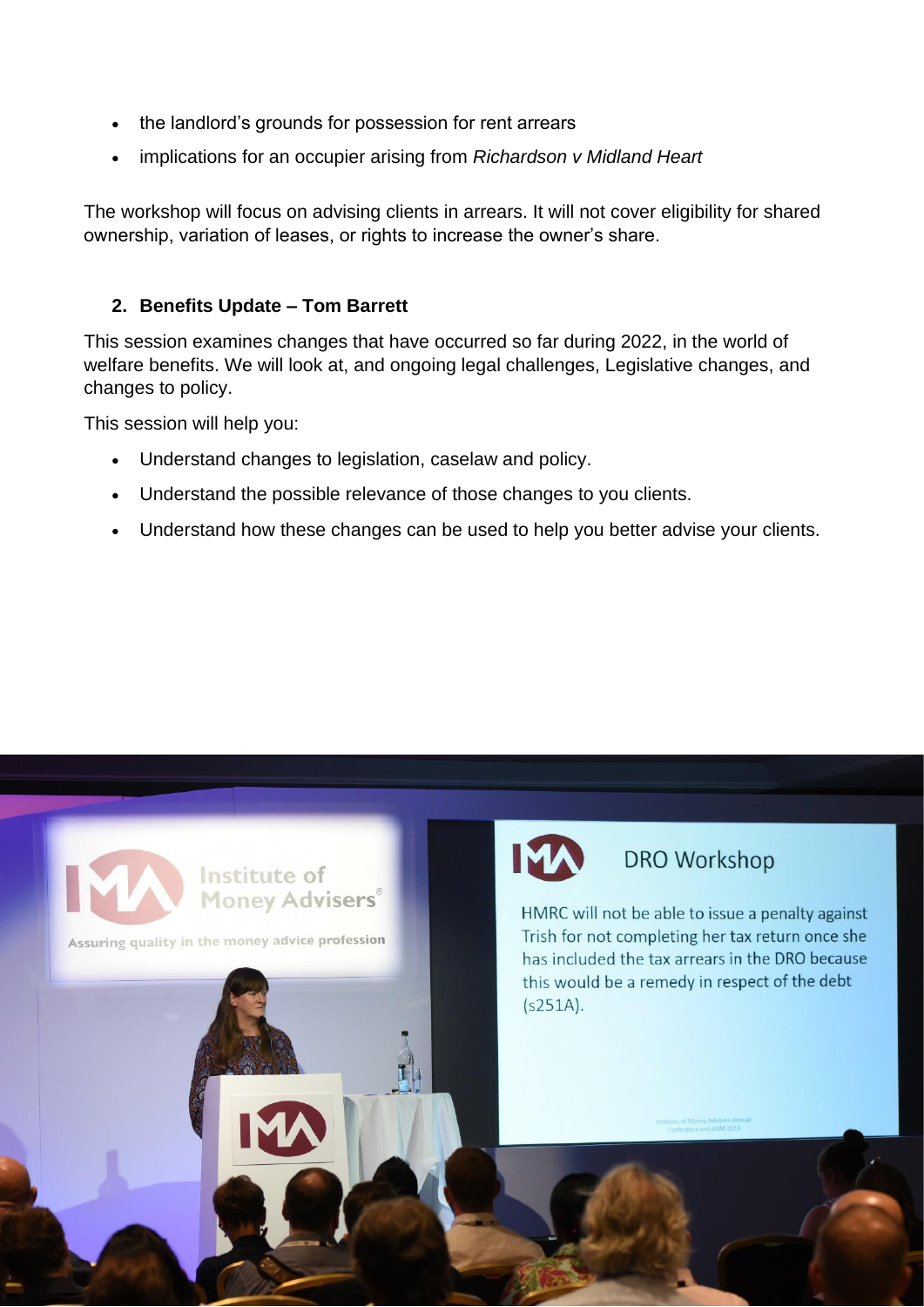- the landlord's grounds for possession for rent arrears
- implications for an occupier arising from *Richardson v Midland Heart*

The workshop will focus on advising clients in arrears. It will not cover eligibility for shared ownership, variation of leases, or rights to increase the owner's share.

## 2. Benefits Update – Tom Barrett

This session examines changes that have occurred so far during 2022, in the world of welfare benefits. We will look at, and ongoing legal challenges, Legislative changes, and changes to policy.

This session will help you:

- Understand changes to legislation, caselaw and policy.
- Understand the possible relevance of those changes to you clients.
- Understand how these changes can be used to help you better advise your clients.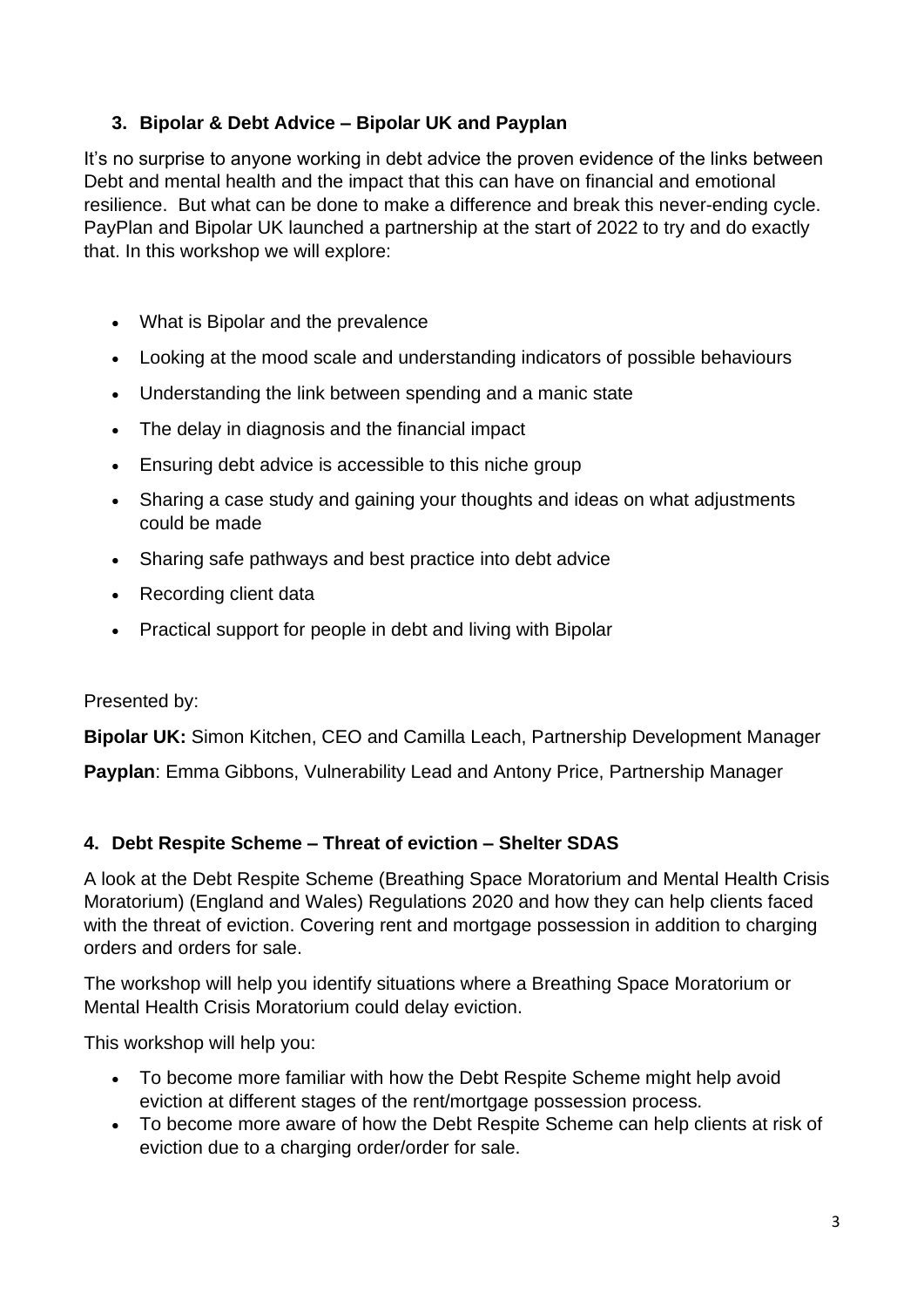### 3. Bipolar & Debt Advice – Bipolar UK and Payplan

It's no surprise to anyone working in debt advice the proven evidence of the links between Debt and mental health and the impact that this can have on financial and emotional resilience. But what can be done to make a difference and break this never-ending cycle. PayPlan and Bipolar UK launched a partnership at the start of 2022 to try and do exactly that. In this workshop we will explore:

- What is Bipolar and the prevalence
- Looking at the mood scale and understanding indicators of possible behaviours
- Understanding the link between spending and a manic state
- The delay in diagnosis and the financial impact
- Ensuring debt advice is accessible to this niche group
- Sharing a case study and gaining your thoughts and ideas on what adjustments could be made
- Sharing safe pathways and best practice into debt advice
- Recording client data
- Practical support for people in debt and living with Bipolar

Presented by:

**Bipolar UK:** Simon Kitchen, CEO and Camilla Leach, Partnership Development Manager

**Payplan**: Emma Gibbons, Vulnerability Lead and Antony Price, Partnership Manager

### 4. Debt Respite Scheme – Threat of eviction – Shelter SDAS

A look at the Debt Respite Scheme (Breathing Space Moratorium and Mental Health Crisis Moratorium) (England and Wales) Regulations 2020 and how they can help clients faced with the threat of eviction. Covering rent and mortgage possession in addition to charging orders and orders for sale.

The workshop will help you identify situations where a Breathing Space Moratorium or Mental Health Crisis Moratorium could delay eviction.

This workshop will help you:

- To become more familiar with how the Debt Respite Scheme might help avoid eviction at different stages of the rent/mortgage possession process.
- To become more aware of how the Debt Respite Scheme can help clients at risk of eviction due to a charging order/order for sale.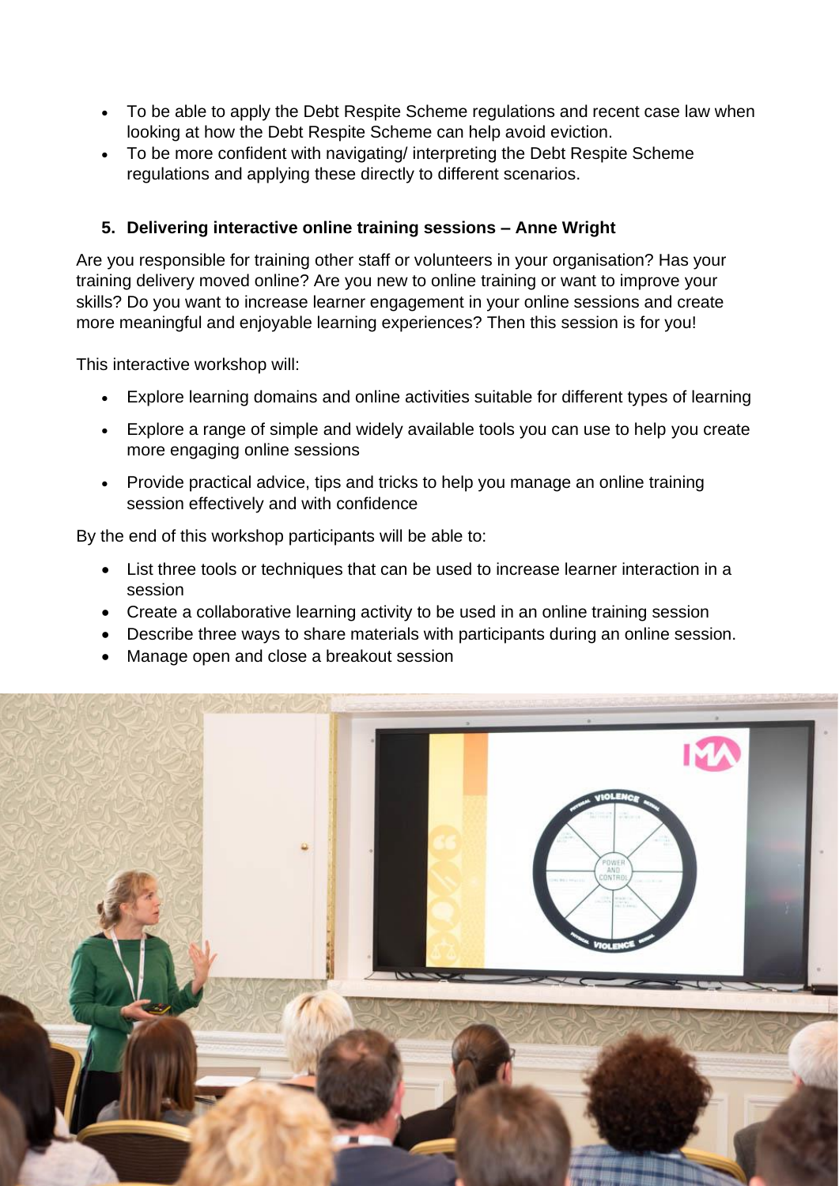- To be able to apply the Debt Respite Scheme regulations and recent case law when looking at how the Debt Respite Scheme can help avoid eviction.
- To be more confident with navigating/ interpreting the Debt Respite Scheme regulations and applying these directly to different scenarios.

### 5. Delivering interactive online training sessions – Anne Wright

Are you responsible for training other staff or volunteers in your organisation? Has your training delivery moved online? Are you new to online training or want to improve your skills? Do you want to increase learner engagement in your online sessions and create more meaningful and enjoyable learning experiences? Then this session is for you!

This interactive workshop will:

- Explore learning domains and online activities suitable for different types of learning
- Explore a range of simple and widely available tools you can use to help you create more engaging online sessions
- Provide practical advice, tips and tricks to help you manage an online training session effectively and with confidence

By the end of this workshop participants will be able to:

- List three tools or techniques that can be used to increase learner interaction in a session
- Create a collaborative learning activity to be used in an online training session
- Describe three ways to share materials with participants during an online session.
- Manage open and close a breakout session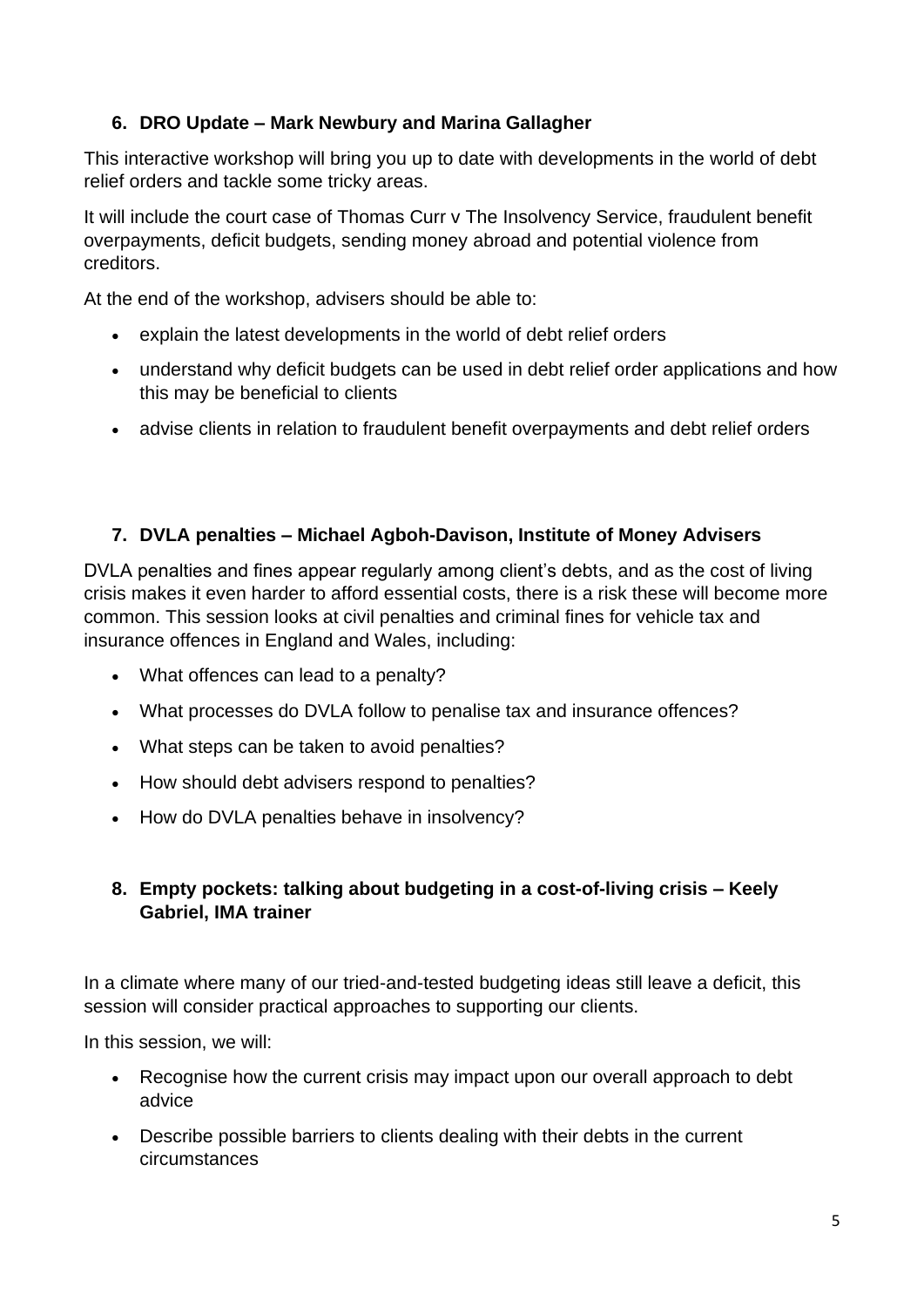### 6. DRO Update – Mark Newbury and Marina Gallagher

This interactive workshop will bring you up to date with developments in the world of debt relief orders and tackle some tricky areas.

It will include the court case of Thomas Curr v The Insolvency Service, fraudulent benefit overpayments, deficit budgets, sending money abroad and potential violence from creditors.

At the end of the workshop, advisers should be able to:

- explain the latest developments in the world of debt relief orders
- understand why deficit budgets can be used in debt relief order applications and how this may be beneficial to clients
- advise clients in relation to fraudulent benefit overpayments and debt relief orders

### 7. DVLA penalties – Michael Agboh-Davison, Institute of Money Advisers

DVLA penalties and fines appear regularly among client's debts, and as the cost of living crisis makes it even harder to afford essential costs, there is a risk these will become more common. This session looks at civil penalties and criminal fines for vehicle tax and insurance offences in England and Wales, including:

- What offences can lead to a penalty?
- What processes do DVLA follow to penalise tax and insurance offences?
- What steps can be taken to avoid penalties?
- How should debt advisers respond to penalties?
- How do DVLA penalties behave in insolvency?

### 8. Empty pockets: talking about budgeting in a cost-of-living crisis – Keely Gabriel, IMA trainer

In a climate where many of our tried-and-tested budgeting ideas still leave a deficit, this session will consider practical approaches to supporting our clients.

In this session, we will:

- Recognise how the current crisis may impact upon our overall approach to debt advice
- Describe possible barriers to clients dealing with their debts in the current circumstances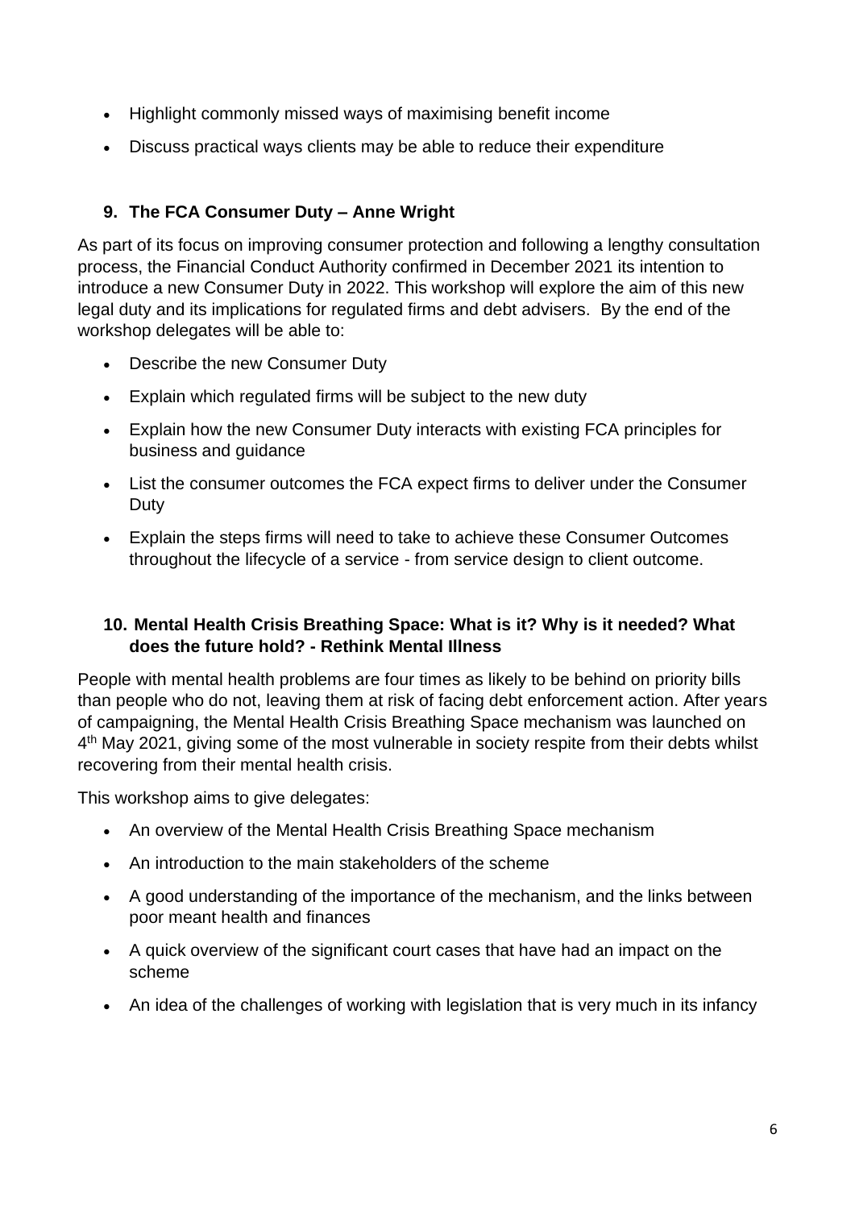- Highlight commonly missed ways of maximising benefit income
- Discuss practical ways clients may be able to reduce their expenditure

### 9. The FCA Consumer Duty – Anne Wright

As part of its focus on improving consumer protection and following a lengthy consultation process, the Financial Conduct Authority confirmed in December 2021 its intention to introduce a new Consumer Duty in 2022. This workshop will explore the aim of this new legal duty and its implications for regulated firms and debt advisers. By the end of the workshop delegates will be able to:

- Describe the new Consumer Duty
- Explain which regulated firms will be subject to the new duty
- Explain how the new Consumer Duty interacts with existing FCA principles for business and guidance
- List the consumer outcomes the FCA expect firms to deliver under the Consumer Duty
- Explain the steps firms will need to take to achieve these Consumer Outcomes throughout the lifecycle of a service - from service design to client outcome.

### 10. Mental Health Crisis Breathing Space: What is it? Why is it needed? What does the future hold? - Rethink Mental Illness

People with mental health problems are four times as likely to be behind on priority bills than people who do not, leaving them at risk of facing debt enforcement action. After years of campaigning, the Mental Health Crisis Breathing Space mechanism was launched on 4th May 2021, giving some of the most vulnerable in society respite from their debts whilst recovering from their mental health crisis.

This workshop aims to give delegates:

- An overview of the Mental Health Crisis Breathing Space mechanism
- An introduction to the main stakeholders of the scheme
- A good understanding of the importance of the mechanism, and the links between poor meant health and finances
- A quick overview of the significant court cases that have had an impact on the scheme
- An idea of the challenges of working with legislation that is very much in its infancy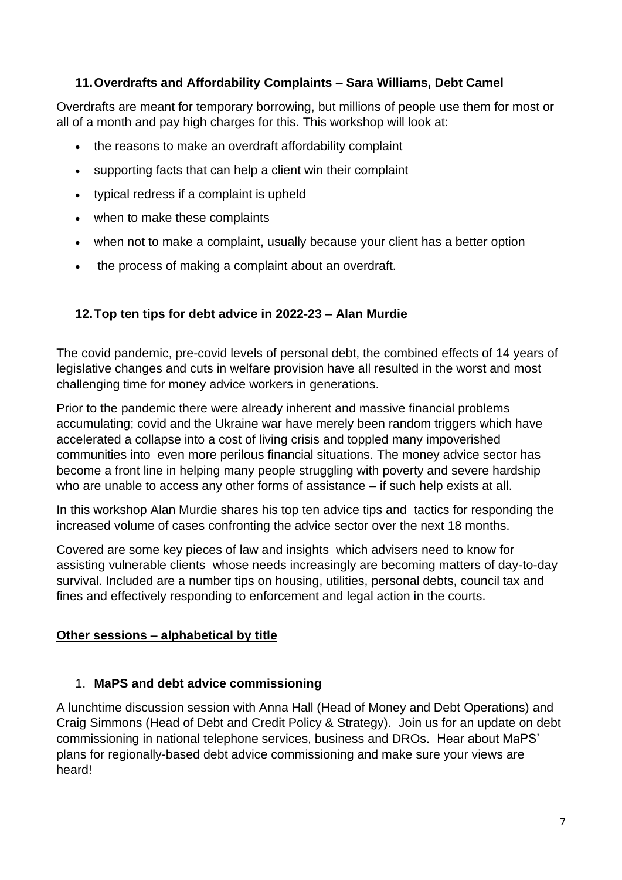### 11. Overdrafts and Affordability Complaints – Sara Williams, Debt Camel

Overdrafts are meant for temporary borrowing, but millions of people use them for most or all of a month and pay high charges for this. This workshop will look at:

- the reasons to make an overdraft affordability complaint
- supporting facts that can help a client win their complaint
- typical redress if a complaint is upheld
- when to make these complaints
- when not to make a complaint, usually because your client has a better option
- the process of making a complaint about an overdraft.

### 12. Top ten tips for debt advice in 2022-23 – Alan Murdie

The covid pandemic, pre-covid levels of personal debt, the combined effects of 14 years of legislative changes and cuts in welfare provision have all resulted in the worst and most challenging time for money advice workers in generations.

Prior to the pandemic there were already inherent and massive financial problems accumulating; covid and the Ukraine war have merely been random triggers which have accelerated a collapse into a cost of living crisis and toppled many impoverished communities into even more perilous financial situations. The money advice sector has become a front line in helping many people struggling with poverty and severe hardship who are unable to access any other forms of assistance – if such help exists at all.

In this workshop Alan Murdie shares his top ten advice tips and tactics for responding the increased volume of cases confronting the advice sector over the next 18 months.

Covered are some key pieces of law and insights which advisers need to know for assisting vulnerable clients whose needs increasingly are becoming matters of day-to-day survival. Included are a number tips on housing, utilities, personal debts, council tax and fines and effectively responding to enforcement and legal action in the courts.

## Other sessions – alphabetical by title

### 1. MaPS and debt advice commissioning

A lunchtime discussion session with Anna Hall (Head of Money and Debt Operations) and Craig Simmons (Head of Debt and Credit Policy & Strategy). Join us for an update on debt commissioning in national telephone services, business and DROs. Hear about MaPS' plans for regionally-based debt advice commissioning and make sure your views are heard!